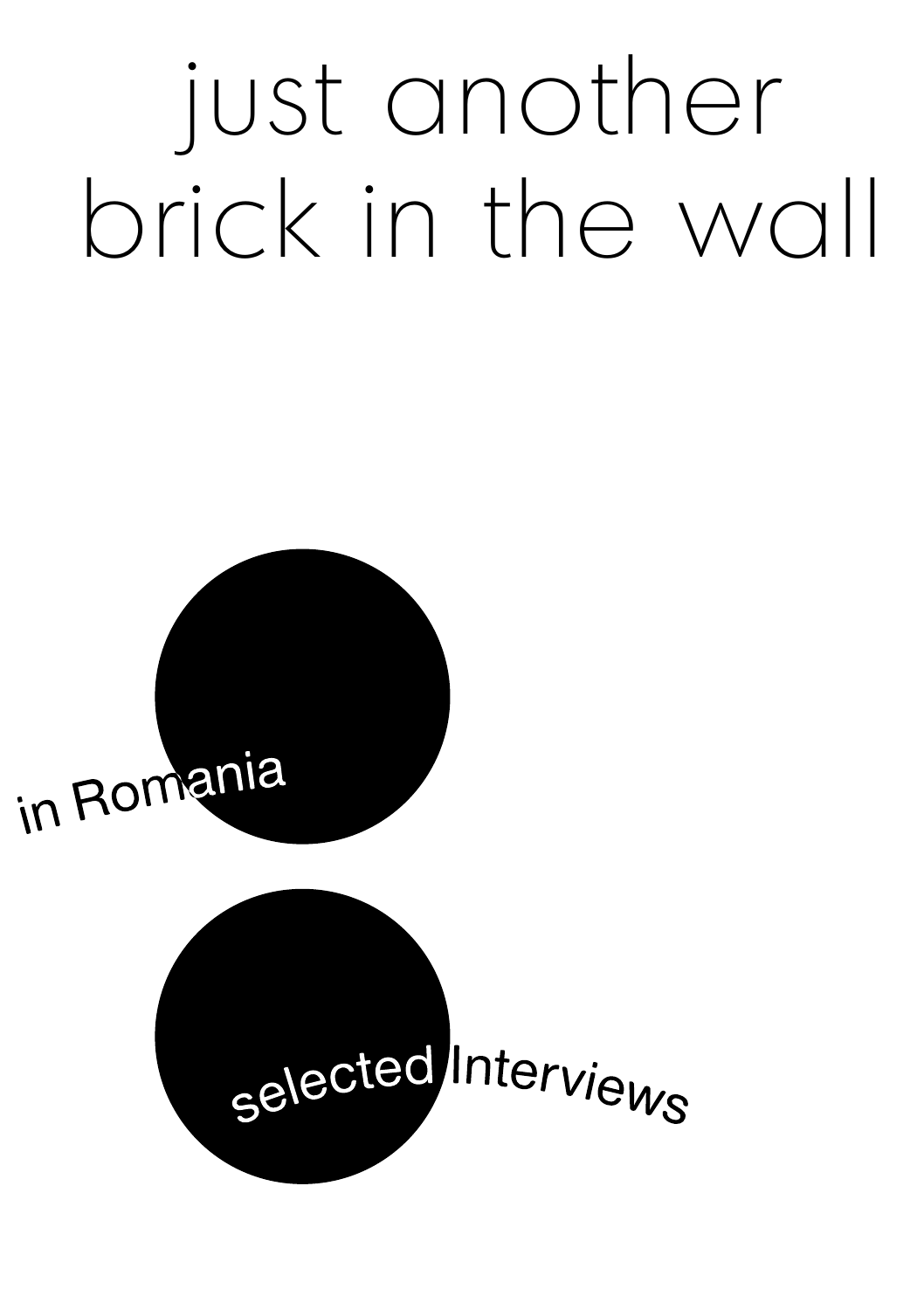# just another brick in the wall

in Romania

selected Interviews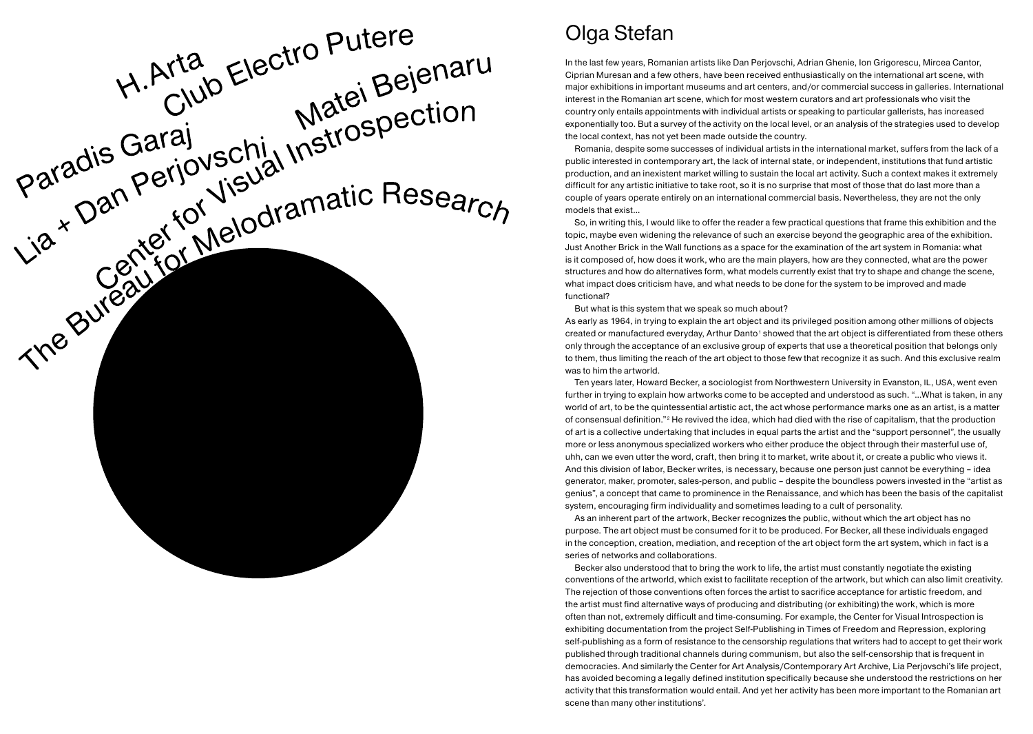H.Arta

Club Electro Putere

Paradis Garaj

Matei Bejenaru

Lia + Dan Perjovschi

Center for Visual Instrospection

The Bureau for Melodramatic Research

## Olga Stefan

In the last few years, Romanian artists like Dan Perjovschi, Adrian Ghenie, Ion Grigorescu, Mircea Cantor, Ciprian Muresan and a few others, have been received enthusiastically on the international art scene, with major exhibitions in important museums and art centers, and/or commercial success in galleries. International interest in the Romanian art scene, which for most western curators and art professionals who visit the country only entails appointments with individual artists or speaking to particular gallerists, has increased exponentially too. But a survey of the activity on the local level, or an analysis of the strategies used to develop the local context, has not yet been made outside the country.

Romania, despite some successes of individual artists in the international market, suffers from the lack of a public interested in contemporary art, the lack of internal state, or independent, institutions that fund artistic production, and an inexistent market willing to sustain the local art activity. Such a context makes it extremely difficult for any artistic initiative to take root, so it is no surprise that most of those that do last more than a couple of years operate entirely on an international commercial basis. Nevertheless, they are not the only models that exist...

So, in writing this, I would like to offer the reader a few practical questions that frame this exhibition and the topic, maybe even widening the relevance of such an exercise beyond the geographic area of the exhibition. Just Another Brick in the Wall functions as a space for the examination of the art system in Romania: what is it composed of, how does it work, who are the main players, how are they connected, what are the power structures and how do alternatives form, what models currently exist that try to shape and change the scene, what impact does criticism have, and what needs to be done for the system to be improved and made functional?

But what is this system that we speak so much about?

As early as 1964, in trying to explain the art object and its privileged position among other millions of objects created or manufactured everyday, Arthur Danto[1] showed that the art object is differentiated from these others only through the acceptance of an exclusive group of experts that use a theoretical position that belongs only to them, thus limiting the reach of the art object to those few that recognize it as such. And this exclusive realm was to him the artworld.

Ten years later, Howard Becker, a sociologist from Northwestern University in Evanston, IL, USA, went even further in trying to explain how artworks come to be accepted and understood as such. "...What is taken, in any world of art, to be the quintessential artistic act, the act whose performance marks one as an artist, is a matter of consensual definition."[2] He revived the idea, which had died with the rise of capitalism, that the production of art is a collective undertaking that includes in equal parts the artist and the "support personnel", the usually more or less anonymous specialized workers who either produce the object through their masterful use of, uhh, can we even utter the word, craft, then bring it to market, write about it, or create a public who views it. And this division of labor, Becker writes, is necessary, because one person just cannot be everything – idea generator, maker, promoter, sales-person, and public – despite the boundless powers invested in the "artist as genius", a concept that came to prominence in the Renaissance, and which has been the basis of the capitalist system, encouraging firm individuality and sometimes leading to a cult of personality.

As an inherent part of the artwork, Becker recognizes the public, without which the art object has no purpose. The art object must be consumed for it to be produced. For Becker, all these individuals engaged in the conception, creation, mediation, and reception of the art object form the art system, which in fact is a series of networks and collaborations.

Becker also understood that to bring the work to life, the artist must constantly negotiate the existing conventions of the artworld, which exist to facilitate reception of the artwork, but which can also limit creativity. The rejection of those conventions often forces the artist to sacrifice acceptance for artistic freedom, and the artist must find alternative ways of producing and distributing (or exhibiting) the work, which is more often than not, extremely difficult and time-consuming. For example, the Center for Visual Introspection is exhibiting documentation from the project Self-Publishing in Times of Freedom and Repression, exploring self-publishing as a form of resistance to the censorship regulations that writers had to accept to get their work published through traditional channels during communism, but also the self-censorship that is frequent in democracies. And similarly the Center for Art Analysis/Contemporary Art Archive, Lia Perjovschi's life project, has avoided becoming a legally defined institution specifically because she understood the restrictions on her activity that this transformation would entail. And yet her activity has been more important to the Romanian art scene than many other institutions'.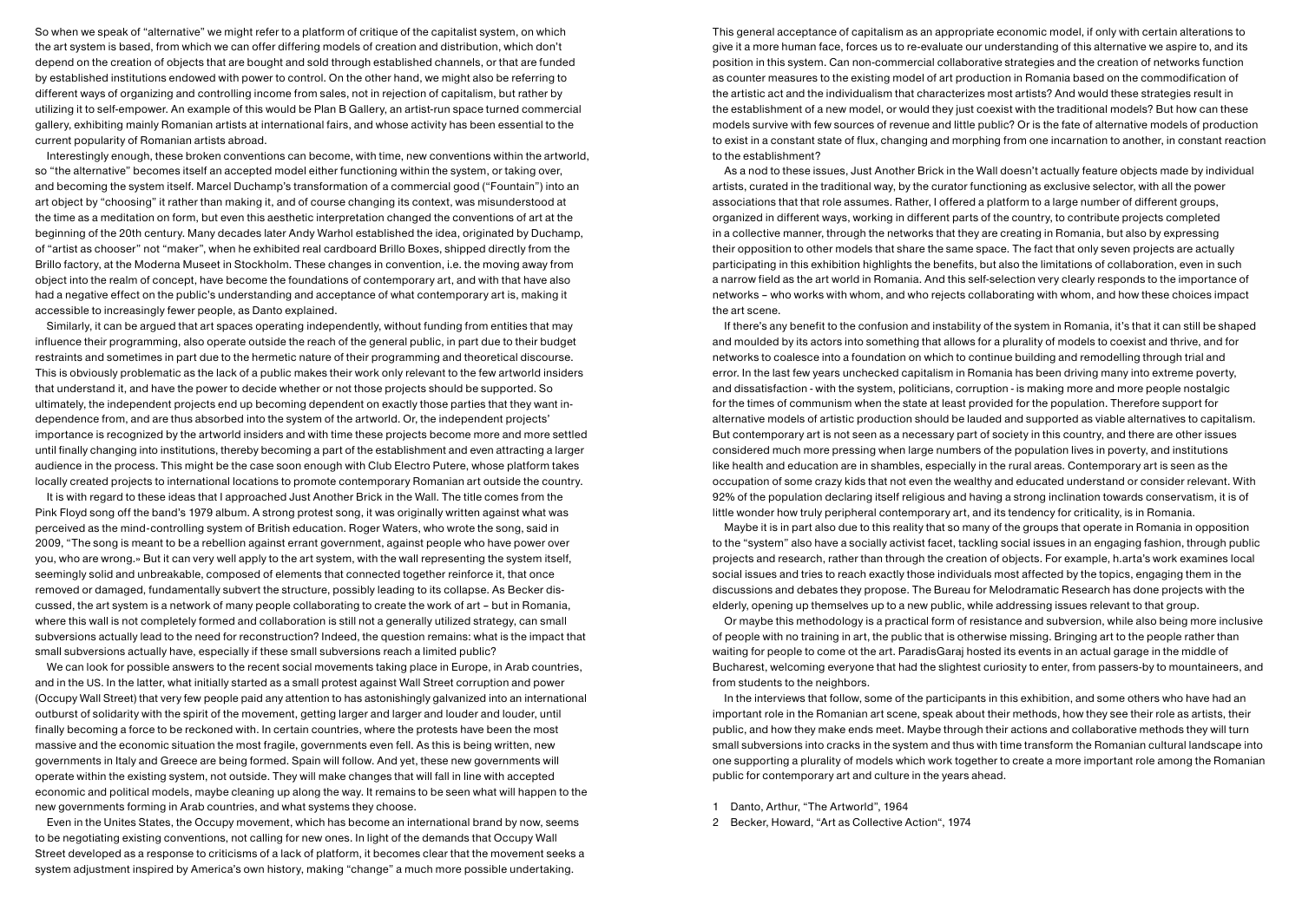So when we speak of "alternative" we might refer to a platform of critique of the capitalist system, on which the art system is based, from which we can offer differing models of creation and distribution, which don't depend on the creation of objects that are bought and sold through established channels, or that are funded by established institutions endowed with power to control. On the other hand, we might also be referring to different ways of organizing and controlling income from sales, not in rejection of capitalism, but rather by utilizing it to self-empower. An example of this would be Plan B Gallery, an artist-run space turned commercial gallery, exhibiting mainly Romanian artists at international fairs, and whose activity has been essential to the current popularity of Romanian artists abroad.

Interestingly enough, these broken conventions can become, with time, new conventions within the artworld, so "the alternative" becomes itself an accepted model either functioning within the system, or taking over, and becoming the system itself. Marcel Duchamp's transformation of a commercial good ("Fountain") into an art object by "choosing" it rather than making it, and of course changing its context, was misunderstood at the time as a meditation on form, but even this aesthetic interpretation changed the conventions of art at the beginning of the 20th century. Many decades later Andy Warhol established the idea, originated by Duchamp, of "artist as chooser" not "maker", when he exhibited real cardboard Brillo Boxes, shipped directly from the Brillo factory, at the Moderna Museet in Stockholm. These changes in convention, i.e. the moving away from object into the realm of concept, have become the foundations of contemporary art, and with that have also had a negative effect on the public's understanding and acceptance of what contemporary art is, making it accessible to increasingly fewer people, as Danto explained.

Similarly, it can be argued that art spaces operating independently, without funding from entities that may influence their programming, also operate outside the reach of the general public, in part due to their budget restraints and sometimes in part due to the hermetic nature of their programming and theoretical discourse. This is obviously problematic as the lack of a public makes their work only relevant to the few artworld insiders that understand it, and have the power to decide whether or not those projects should be supported. So ultimately, the independent projects end up becoming dependent on exactly those parties that they want independence from, and are thus absorbed into the system of the artworld. Or, the independent projects' importance is recognized by the artworld insiders and with time these projects become more and more settled until finally changing into institutions, thereby becoming a part of the establishment and even attracting a larger audience in the process. This might be the case soon enough with Club Electro Putere, whose platform takes locally created projects to international locations to promote contemporary Romanian art outside the country.

It is with regard to these ideas that I approached Just Another Brick in the Wall. The title comes from the Pink Floyd song off the band's 1979 album. A strong protest song, it was originally written against what was perceived as the mind-controlling system of British education. Roger Waters, who wrote the song, said in 2009, "The song is meant to be a rebellion against errant government, against people who have power over you, who are wrong.» But it can very well apply to the art system, with the wall representing the system itself, seemingly solid and unbreakable, composed of elements that connected together reinforce it, that once removed or damaged, fundamentally subvert the structure, possibly leading to its collapse. As Becker discussed, the art system is a network of many people collaborating to create the work of art – but in Romania, where this wall is not completely formed and collaboration is still not a generally utilized strategy, can small subversions actually lead to the need for reconstruction? Indeed, the question remains: what is the impact that small subversions actually have, especially if these small subversions reach a limited public?

We can look for possible answers to the recent social movements taking place in Europe, in Arab countries, and in the US. In the latter, what initially started as a small protest against Wall Street corruption and power (Occupy Wall Street) that very few people paid any attention to has astonishingly galvanized into an international outburst of solidarity with the spirit of the movement, getting larger and larger and louder and louder, until finally becoming a force to be reckoned with. In certain countries, where the protests have been the most massive and the economic situation the most fragile, governments even fell. As this is being written, new governments in Italy and Greece are being formed. Spain will follow. And yet, these new governments will operate within the existing system, not outside. They will make changes that will fall in line with accepted economic and political models, maybe cleaning up along the way. It remains to be seen what will happen to the new governments forming in Arab countries, and what systems they choose.

Even in the Unites States, the Occupy movement, which has become an international brand by now, seems to be negotiating existing conventions, not calling for new ones. In light of the demands that Occupy Wall Street developed as a response to criticisms of a lack of platform, it becomes clear that the movement seeks a system adjustment inspired by America's own history, making "change" a much more possible undertaking.

This general acceptance of capitalism as an appropriate economic model, if only with certain alterations to give it a more human face, forces us to re-evaluate our understanding of this alternative we aspire to, and its position in this system. Can non-commercial collaborative strategies and the creation of networks function as counter measures to the existing model of art production in Romania based on the commodification of the artistic act and the individualism that characterizes most artists? And would these strategies result in the establishment of a new model, or would they just coexist with the traditional models? But how can these models survive with few sources of revenue and little public? Or is the fate of alternative models of production to exist in a constant state of flux, changing and morphing from one incarnation to another, in constant reaction to the establishment?

As a nod to these issues, Just Another Brick in the Wall doesn't actually feature objects made by individual artists, curated in the traditional way, by the curator functioning as exclusive selector, with all the power associations that that role assumes. Rather, I offered a platform to a large number of different groups, organized in different ways, working in different parts of the country, to contribute projects completed in a collective manner, through the networks that they are creating in Romania, but also by expressing their opposition to other models that share the same space. The fact that only seven projects are actually participating in this exhibition highlights the benefits, but also the limitations of collaboration, even in such a narrow field as the art world in Romania. And this self-selection very clearly responds to the importance of networks – who works with whom, and who rejects collaborating with whom, and how these choices impact the art scene.

If there's any benefit to the confusion and instability of the system in Romania, it's that it can still be shaped and moulded by its actors into something that allows for a plurality of models to coexist and thrive, and for networks to coalesce into a foundation on which to continue building and remodelling through trial and error. In the last few years unchecked capitalism in Romania has been driving many into extreme poverty, and dissatisfaction - with the system, politicians, corruption - is making more and more people nostalgic for the times of communism when the state at least provided for the population. Therefore support for alternative models of artistic production should be lauded and supported as viable alternatives to capitalism. But contemporary art is not seen as a necessary part of society in this country, and there are other issues considered much more pressing when large numbers of the population lives in poverty, and institutions like health and education are in shambles, especially in the rural areas. Contemporary art is seen as the occupation of some crazy kids that not even the wealthy and educated understand or consider relevant. With 92% of the population declaring itself religious and having a strong inclination towards conservatism, it is of little wonder how truly peripheral contemporary art, and its tendency for criticality, is in Romania.

Maybe it is in part also due to this reality that so many of the groups that operate in Romania in opposition to the "system" also have a socially activist facet, tackling social issues in an engaging fashion, through public projects and research, rather than through the creation of objects. For example, h.arta's work examines local social issues and tries to reach exactly those individuals most affected by the topics, engaging them in the discussions and debates they propose. The Bureau for Melodramatic Research has done projects with the elderly, opening up themselves up to a new public, while addressing issues relevant to that group.

Or maybe this methodology is a practical form of resistance and subversion, while also being more inclusive of people with no training in art, the public that is otherwise missing. Bringing art to the people rather than waiting for people to come ot the art. ParadisGaraj hosted its events in an actual garage in the middle of Bucharest, welcoming everyone that had the slightest curiosity to enter, from passers-by to mountaineers, and from students to the neighbors.

In the interviews that follow, some of the participants in this exhibition, and some others who have had an important role in the Romanian art scene, speak about their methods, how they see their role as artists, their public, and how they make ends meet. Maybe through their actions and collaborative methods they will turn small subversions into cracks in the system and thus with time transform the Romanian cultural landscape into one supporting a plurality of models which work together to create a more important role among the Romanian public for contemporary art and culture in the years ahead.

1 Danto, Arthur, "The Artworld", 1964

2 Becker, Howard, "Art as Collective Action", 1974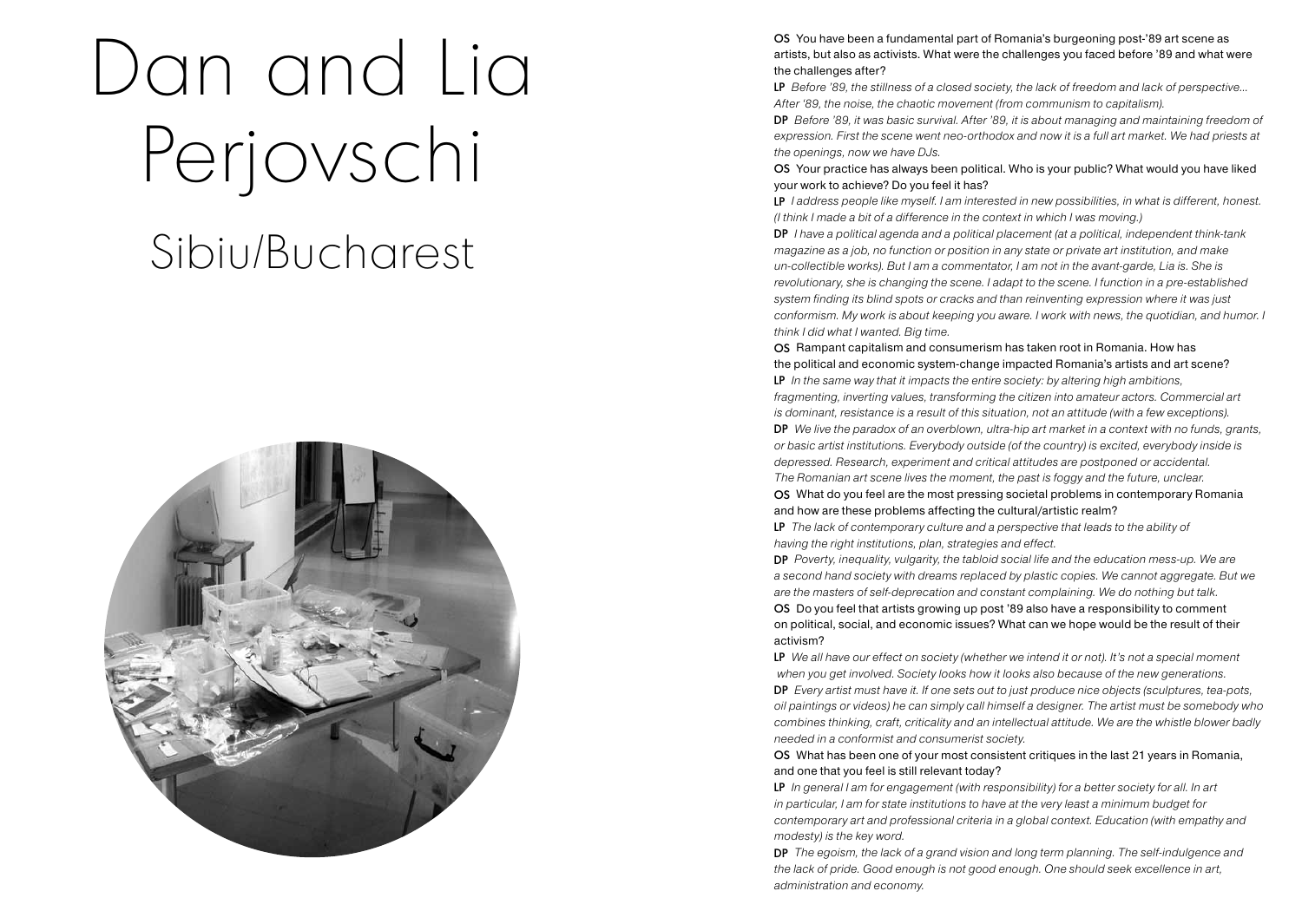# Dan and Lia Perjovschi

## Sibiu/Bucharest

**OS** You have been a fundamental part of Romania's burgeoning post-'89 art scene as artists, but also as activists. What were the challenges you faced before '89 and what were the challenges after?

**LP** *Before '89, the stillness of a closed society, the lack of freedom and lack of perspective… After '89, the noise, the chaotic movement (from communism to capitalism).*

**DP** *Before '89, it was basic survival. After '89, it is about managing and maintaining freedom of expression. First the scene went neo-orthodox and now it is a full art market. We had priests at the openings, now we have DJs.*

**OS** Your practice has always been political. Who is your public? What would you have liked your work to achieve? Do you feel it has?

**LP** *I address people like myself. I am interested in new possibilities, in what is different, honest. (I think I made a bit of a difference in the context in which I was moving.)*

**DP** *I have a political agenda and a political placement (at a political, independent think-tank magazine as a job, no function or position in any state or private art institution, and make un-collectible works). But I am a commentator, I am not in the avant-garde, Lia is. She is revolutionary, she is changing the scene. I adapt to the scene. I function in a pre-established system finding its blind spots or cracks and than reinventing expression where it was just conformism. My work is about keeping you aware. I work with news, the quotidian, and humor. I think I did what I wanted. Big time.*

**OS** Rampant capitalism and consumerism has taken root in Romania. How has the political and economic system-change impacted Romania's artists and art scene?

**LP** *In the same way that it impacts the entire society: by altering high ambitions, fragmenting, inverting values, transforming the citizen into amateur actors. Commercial art is dominant, resistance is a result of this situation, not an attitude (with a few exceptions).*

**DP** *We live the paradox of an overblown, ultra-hip art market in a context with no funds, grants, or basic artist institutions. Everybody outside (of the country) is excited, everybody inside is depressed. Research, experiment and critical attitudes are postponed or accidental. The Romanian art scene lives the moment, the past is foggy and the future, unclear.*

**OS** What do you feel are the most pressing societal problems in contemporary Romania and how are these problems affecting the cultural/artistic realm?

**LP** *The lack of contemporary culture and a perspective that leads to the ability of having the right institutions, plan, strategies and effect.*

**DP** *Poverty, inequality, vulgarity, the tabloid social life and the education mess-up. We are a second hand society with dreams replaced by plastic copies. We cannot aggregate. But we are the masters of self-deprecation and constant complaining. We do nothing but talk.*

**OS** Do you feel that artists growing up post '89 also have a responsibility to comment on political, social, and economic issues? What can we hope would be the result of their activism?

**LP** *We all have our effect on society (whether we intend it or not). It's not a special moment when you get involved. Society looks how it looks also because of the new generations.*

**DP** *Every artist must have it. If one sets out to just produce nice objects (sculptures, tea-pots, oil paintings or videos) he can simply call himself a designer. The artist must be somebody who combines thinking, craft, criticality and an intellectual attitude. We are the whistle blower badly needed in a conformist and consumerist society.*

**OS** What has been one of your most consistent critiques in the last 21 years in Romania, and one that you feel is still relevant today?

**LP** *In general I am for engagement (with responsibility) for a better society for all. In art in particular, I am for state institutions to have at the very least a minimum budget for contemporary art and professional criteria in a global context. Education (with empathy and modesty) is the key word.*

**DP** *The egoism, the lack of a grand vision and long term planning. The self-indulgence and the lack of pride. Good enough is not good enough. One should seek excellence in art, administration and economy.*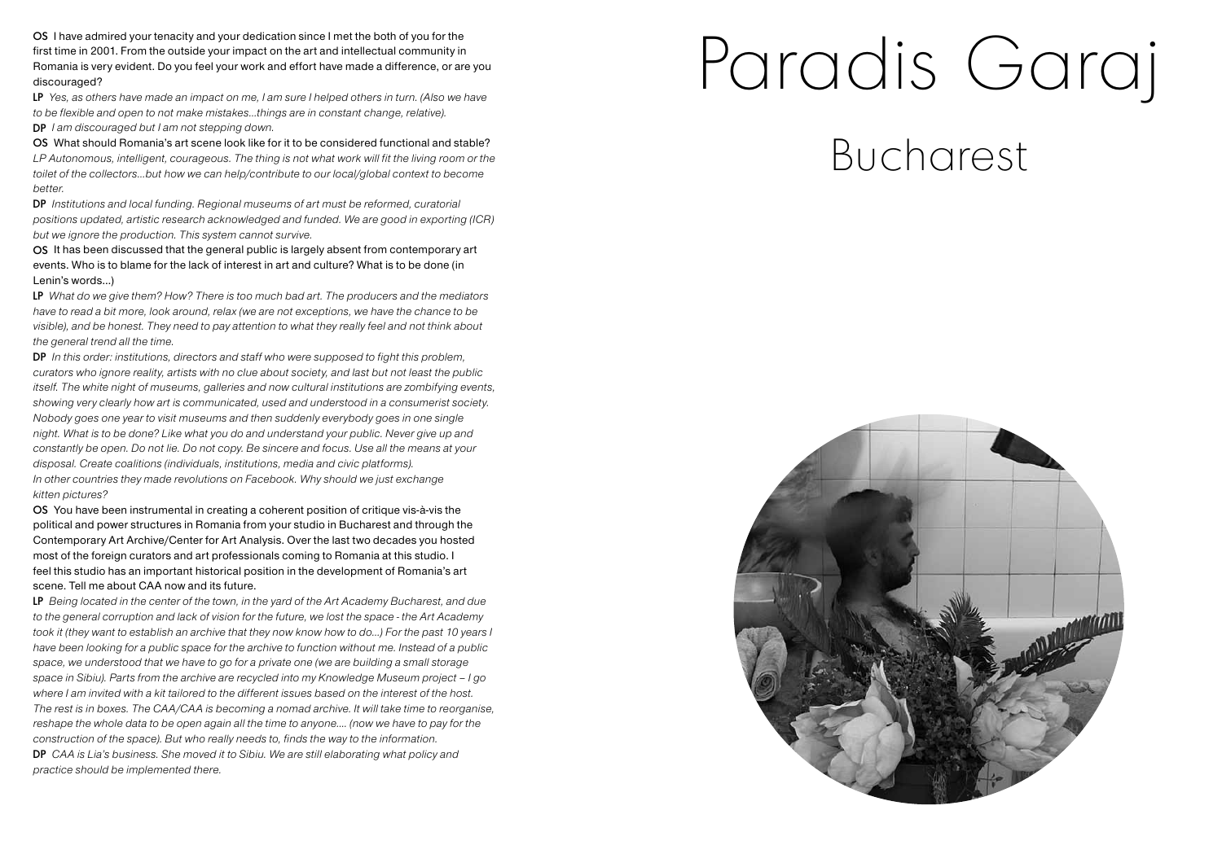**OS** I have admired your tenacity and your dedication since I met the both of you for the first time in 2001. From the outside your impact on the art and intellectual community in Romania is very evident. Do you feel your work and effort have made a difference, or are you discouraged?

**LP** *Yes, as others have made an impact on me, I am sure I helped others in turn. (Also we have to be flexible and open to not make mistakes...things are in constant change, relative).*

**DP** *I am discouraged but I am not stepping down.*

**OS** What should Romania's art scene look like for it to be considered functional and stable?

*LP Autonomous, intelligent, courageous. The thing is not what work will fit the living room or the toilet of the collectors...but how we can help/contribute to our local/global context to become better.*

**DP** *Institutions and local funding. Regional museums of art must be reformed, curatorial positions updated, artistic research acknowledged and funded. We are good in exporting (ICR) but we ignore the production. This system cannot survive.*

**OS** It has been discussed that the general public is largely absent from contemporary art events. Who is to blame for the lack of interest in art and culture? What is to be done (in Lenin's words...)

**LP** *What do we give them? How? There is too much bad art. The producers and the mediators have to read a bit more, look around, relax (we are not exceptions, we have the chance to be visible), and be honest. They need to pay attention to what they really feel and not think about the general trend all the time.*

**DP** *In this order: institutions, directors and staff who were supposed to fight this problem, curators who ignore reality, artists with no clue about society, and last but not least the public itself. The white night of museums, galleries and now cultural institutions are zombifying events, showing very clearly how art is communicated, used and understood in a consumerist society. Nobody goes one year to visit museums and then suddenly everybody goes in one single night. What is to be done? Like what you do and understand your public. Never give up and constantly be open. Do not lie. Do not copy. Be sincere and focus. Use all the means at your disposal. Create coalitions (individuals, institutions, media and civic platforms).*
*In other countries they made revolutions on Facebook. Why should we just exchange kitten pictures?*

**OS** You have been instrumental in creating a coherent position of critique vis-à-vis the political and power structures in Romania from your studio in Bucharest and through the Contemporary Art Archive/Center for Art Analysis. Over the last two decades you hosted most of the foreign curators and art professionals coming to Romania at this studio. I feel this studio has an important historical position in the development of Romania's art scene. Tell me about CAA now and its future.

**LP** *Being located in the center of the town, in the yard of the Art Academy Bucharest, and due to the general corruption and lack of vision for the future, we lost the space - the Art Academy took it (they want to establish an archive that they now know how to do...) For the past 10 years I have been looking for a public space for the archive to function without me. Instead of a public space, we understood that we have to go for a private one (we are building a small storage space in Sibiu). Parts from the archive are recycled into my Knowledge Museum project – I go where I am invited with a kit tailored to the different issues based on the interest of the host. The rest is in boxes. The CAA/CAA is becoming a nomad archive. It will take time to reorganise, reshape the whole data to be open again all the time to anyone.... (now we have to pay for the construction of the space). But who really needs to, finds the way to the information.*

**DP** *CAA is Lia's business. She moved it to Sibiu. We are still elaborating what policy and practice should be implemented there.*

# Paradis Garaj

## Bucharest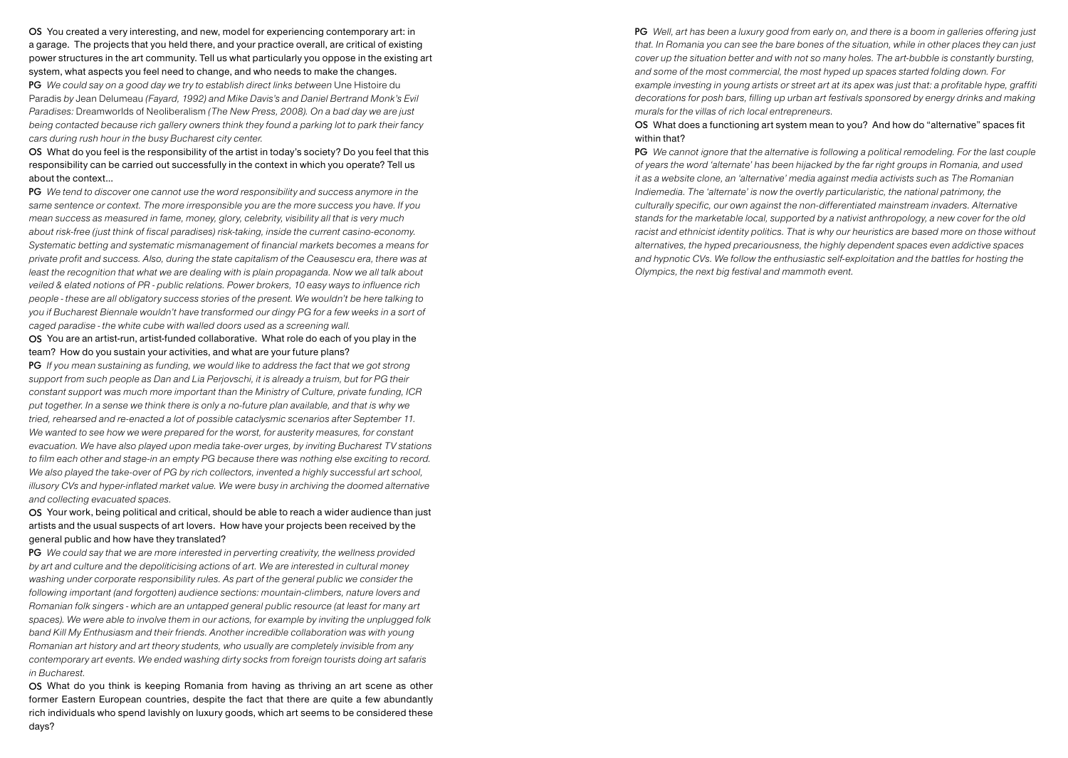**OS** You created a very interesting, and new, model for experiencing contemporary art: in a garage. The projects that you held there, and your practice overall, are critical of existing power structures in the art community. Tell us what particularly you oppose in the existing art system, what aspects you feel need to change, and who needs to make the changes.

**PG** *We could say on a good day we try to establish direct links between* Une Histoire du Paradis *by* Jean Delumeau *(Fayard, 1992) and Mike Davis's and Daniel Bertrand Monk's Evil Paradises:* Dreamworlds of Neoliberalism *(The New Press, 2008). On a bad day we are just being contacted because rich gallery owners think they found a parking lot to park their fancy cars during rush hour in the busy Bucharest city center.*

**OS** What do you feel is the responsibility of the artist in today's society? Do you feel that this responsibility can be carried out successfully in the context in which you operate? Tell us about the context...

**PG** *We tend to discover one cannot use the word responsibility and success anymore in the same sentence or context. The more irresponsible you are the more success you have. If you mean success as measured in fame, money, glory, celebrity, visibility all that is very much about risk-free (just think of fiscal paradises) risk-taking, inside the current casino-economy. Systematic betting and systematic mismanagement of financial markets becomes a means for private profit and success. Also, during the state capitalism of the Ceausescu era, there was at least the recognition that what we are dealing with is plain propaganda. Now we all talk about veiled & elated notions of PR - public relations. Power brokers, 10 easy ways to influence rich people - these are all obligatory success stories of the present. We wouldn't be here talking to you if Bucharest Biennale wouldn't have transformed our dingy PG for a few weeks in a sort of caged paradise - the white cube with walled doors used as a screening wall.*

**OS** You are an artist-run, artist-funded collaborative. What role do each of you play in the team? How do you sustain your activities, and what are your future plans?

**PG** *If you mean sustaining as funding, we would like to address the fact that we got strong support from such people as Dan and Lia Perjovschi, it is already a truism, but for PG their constant support was much more important than the Ministry of Culture, private funding, ICR put together. In a sense we think there is only a no-future plan available, and that is why we tried, rehearsed and re-enacted a lot of possible cataclysmic scenarios after September 11. We wanted to see how we were prepared for the worst, for austerity measures, for constant evacuation. We have also played upon media take-over urges, by inviting Bucharest TV stations to film each other and stage-in an empty PG because there was nothing else exciting to record. We also played the take-over of PG by rich collectors, invented a highly successful art school, illusory CVs and hyper-inflated market value. We were busy in archiving the doomed alternative and collecting evacuated spaces.*

**OS** Your work, being political and critical, should be able to reach a wider audience than just artists and the usual suspects of art lovers. How have your projects been received by the general public and how have they translated?

**PG** *We could say that we are more interested in perverting creativity, the wellness provided by art and culture and the depoliticising actions of art. We are interested in cultural money washing under corporate responsibility rules. As part of the general public we consider the following important (and forgotten) audience sections: mountain-climbers, nature lovers and Romanian folk singers - which are an untapped general public resource (at least for many art spaces). We were able to involve them in our actions, for example by inviting the unplugged folk band Kill My Enthusiasm and their friends. Another incredible collaboration was with young Romanian art history and art theory students, who usually are completely invisible from any contemporary art events. We ended washing dirty socks from foreign tourists doing art safaris in Bucharest.*

**OS** What do you think is keeping Romania from having as thriving an art scene as other former Eastern European countries, despite the fact that there are quite a few abundantly rich individuals who spend lavishly on luxury goods, which art seems to be considered these days?

**PG** *Well, art has been a luxury good from early on, and there is a boom in galleries offering just that. In Romania you can see the bare bones of the situation, while in other places they can just cover up the situation better and with not so many holes. The art-bubble is constantly bursting, and some of the most commercial, the most hyped up spaces started folding down. For example investing in young artists or street art at its apex was just that: a profitable hype, graffiti decorations for posh bars, filling up urban art festivals sponsored by energy drinks and making murals for the villas of rich local entrepreneurs.*

**OS** What does a functioning art system mean to you? And how do "alternative" spaces fit within that?

**PG** *We cannot ignore that the alternative is following a political remodeling. For the last couple of years the word 'alternate' has been hijacked by the far right groups in Romania, and used it as a website clone, an 'alternative' media against media activists such as The Romanian Indiemedia. The 'alternate' is now the overtly particularistic, the national patrimony, the culturally specific, our own against the non-differentiated mainstream invaders. Alternative stands for the marketable local, supported by a nativist anthropology, a new cover for the old racist and ethnicist identity politics. That is why our heuristics are based more on those without alternatives, the hyped precariousness, the highly dependent spaces even addictive spaces and hypnotic CVs. We follow the enthusiastic self-exploitation and the battles for hosting the Olympics, the next big festival and mammoth event.*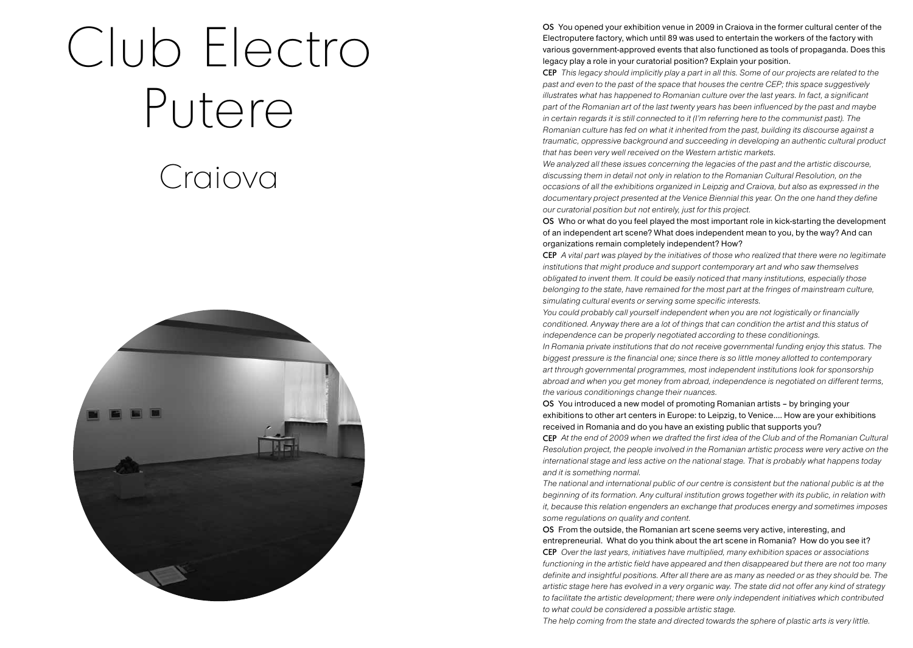# Club Electro Putere

## Craiova

**OS** You opened your exhibition venue in 2009 in Craiova in the former cultural center of the Electroputere factory, which until 89 was used to entertain the workers of the factory with various government-approved events that also functioned as tools of propaganda. Does this legacy play a role in your curatorial position? Explain your position.

**CEP** *This legacy should implicitly play a part in all this. Some of our projects are related to the past and even to the past of the space that houses the centre CEP; this space suggestively illustrates what has happened to Romanian culture over the last years. In fact, a significant part of the Romanian art of the last twenty years has been influenced by the past and maybe in certain regards it is still connected to it (I'm referring here to the communist past). The Romanian culture has fed on what it inherited from the past, building its discourse against a traumatic, oppressive background and succeeding in developing an authentic cultural product that has been very well received on the Western artistic markets.*

*We analyzed all these issues concerning the legacies of the past and the artistic discourse, discussing them in detail not only in relation to the Romanian Cultural Resolution, on the occasions of all the exhibitions organized in Leipzig and Craiova, but also as expressed in the documentary project presented at the Venice Biennial this year. On the one hand they define our curatorial position but not entirely, just for this project.*

**OS** Who or what do you feel played the most important role in kick-starting the development of an independent art scene? What does independent mean to you, by the way? And can organizations remain completely independent? How?

**CEP** *A vital part was played by the initiatives of those who realized that there were no legitimate institutions that might produce and support contemporary art and who saw themselves obligated to invent them. It could be easily noticed that many institutions, especially those belonging to the state, have remained for the most part at the fringes of mainstream culture, simulating cultural events or serving some specific interests.*

*You could probably call yourself independent when you are not logistically or financially conditioned. Anyway there are a lot of things that can condition the artist and this status of independence can be properly negotiated according to these conditionings.*

*In Romania private institutions that do not receive governmental funding enjoy this status. The biggest pressure is the financial one; since there is so little money allotted to contemporary art through governmental programmes, most independent institutions look for sponsorship abroad and when you get money from abroad, independence is negotiated on different terms, the various conditionings change their nuances.*

**OS** You introduced a new model of promoting Romanian artists – by bringing your exhibitions to other art centers in Europe: to Leipzig, to Venice.... How are your exhibitions received in Romania and do you have an existing public that supports you?

**CEP** *At the end of 2009 when we drafted the first idea of the Club and of the Romanian Cultural Resolution project, the people involved in the Romanian artistic process were very active on the international stage and less active on the national stage. That is probably what happens today and it is something normal.*

*The national and international public of our centre is consistent but the national public is at the beginning of its formation. Any cultural institution grows together with its public, in relation with it, because this relation engenders an exchange that produces energy and sometimes imposes some regulations on quality and content.*

**OS** From the outside, the Romanian art scene seems very active, interesting, and entrepreneurial. What do you think about the art scene in Romania? How do you see it?

**CEP** *Over the last years, initiatives have multiplied, many exhibition spaces or associations functioning in the artistic field have appeared and then disappeared but there are not too many definite and insightful positions. After all there are as many as needed or as they should be. The artistic stage here has evolved in a very organic way. The state did not offer any kind of strategy to facilitate the artistic development; there were only independent initiatives which contributed to what could be considered a possible artistic stage.*

*The help coming from the state and directed towards the sphere of plastic arts is very little.*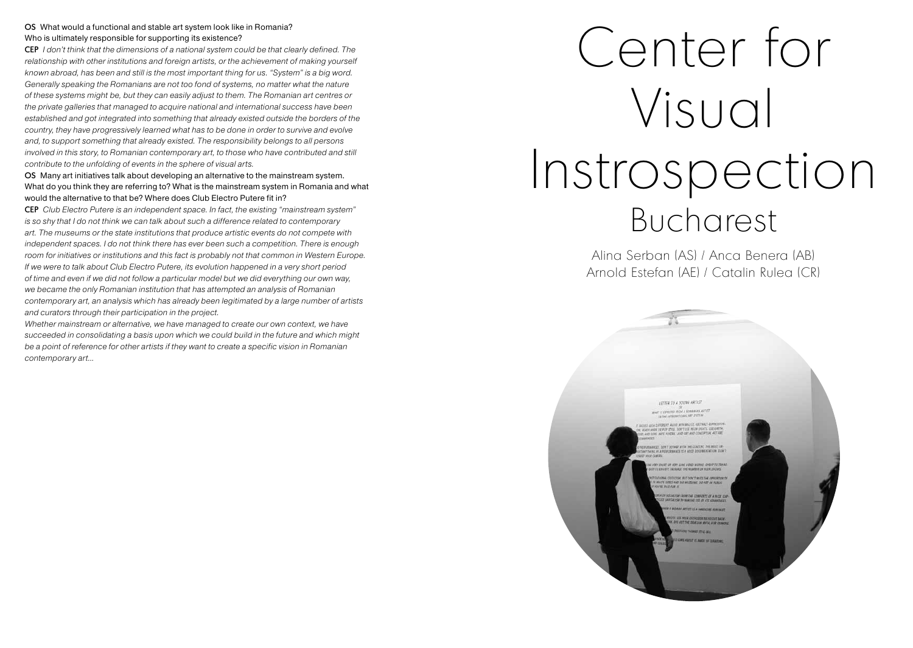**OS** What would a functional and stable art system look like in Romania? Who is ultimately responsible for supporting its existence?

**CEP** *I don't think that the dimensions of a national system could be that clearly defined. The relationship with other institutions and foreign artists, or the achievement of making yourself known abroad, has been and still is the most important thing for us. "System" is a big word. Generally speaking the Romanians are not too fond of systems, no matter what the nature of these systems might be, but they can easily adjust to them. The Romanian art centres or the private galleries that managed to acquire national and international success have been established and got integrated into something that already existed outside the borders of the country, they have progressively learned what has to be done in order to survive and evolve and, to support something that already existed. The responsibility belongs to all persons involved in this story, to Romanian contemporary art, to those who have contributed and still contribute to the unfolding of events in the sphere of visual arts.*

**OS** Many art initiatives talk about developing an alternative to the mainstream system. What do you think they are referring to? What is the mainstream system in Romania and what would the alternative to that be? Where does Club Electro Putere fit in?

**CEP** *Club Electro Putere is an independent space. In fact, the existing "mainstream system" is so shy that I do not think we can talk about such a difference related to contemporary art. The museums or the state institutions that produce artistic events do not compete with independent spaces. I do not think there has ever been such a competition. There is enough room for initiatives or institutions and this fact is probably not that common in Western Europe. If we were to talk about Club Electro Putere, its evolution happened in a very short period of time and even if we did not follow a particular model but we did everything our own way, we became the only Romanian institution that has attempted an analysis of Romanian contemporary art, an analysis which has already been legitimated by a large number of artists and curators through their participation in the project.*

*Whether mainstream or alternative, we have managed to create our own context, we have succeeded in consolidating a basis upon which we could build in the future and which might be a point of reference for other artists if they want to create a specific vision in Romanian contemporary art...*

# Center for Visual Instrospection

## Bucharest

Alina Serban (AS) / Anca Benera (AB)
Arnold Estefan (AE) / Catalin Rulea (CR)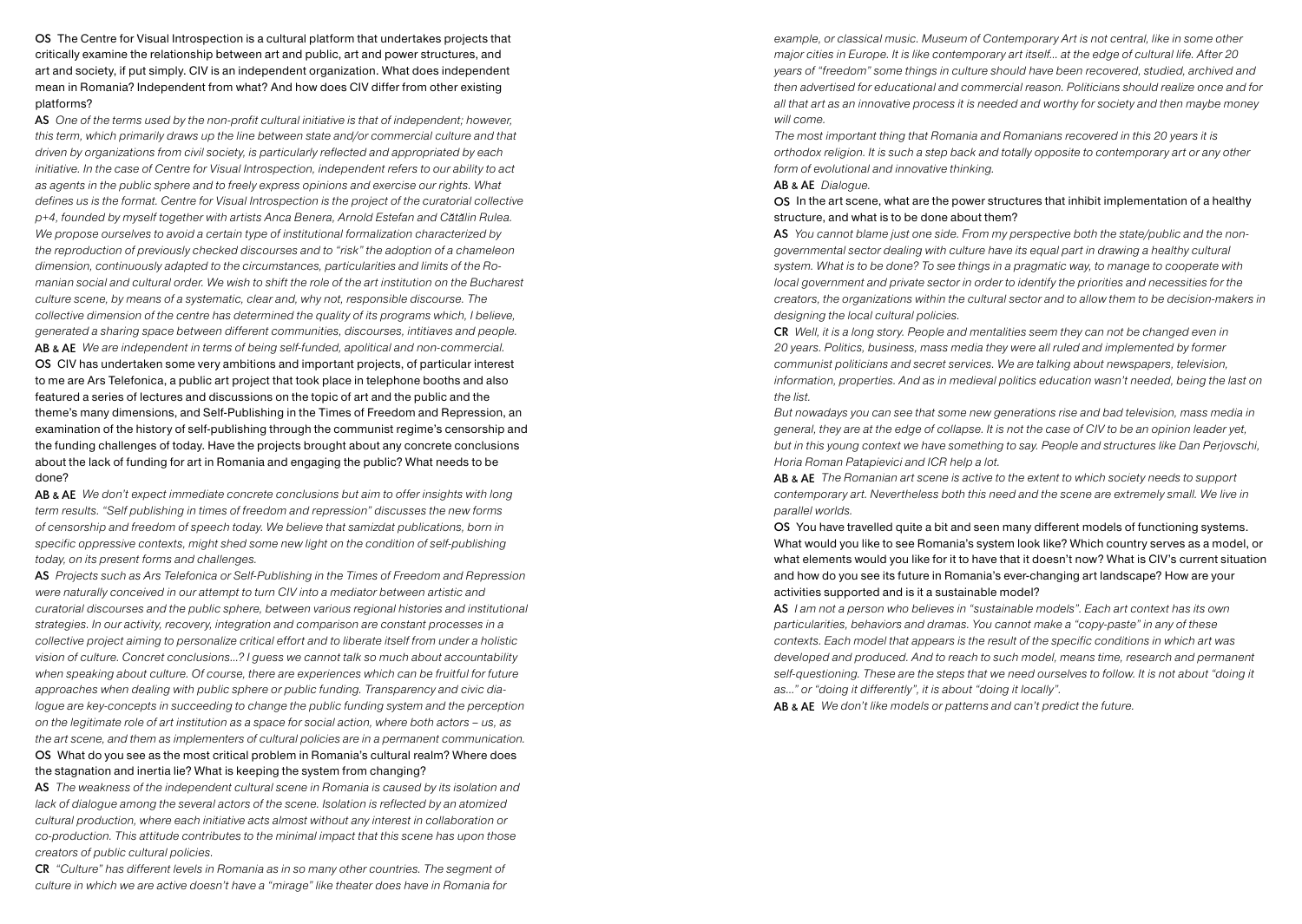**OS** The Centre for Visual Introspection is a cultural platform that undertakes projects that critically examine the relationship between art and public, art and power structures, and art and society, if put simply. CIV is an independent organization. What does independent mean in Romania? Independent from what? And how does CIV differ from other existing platforms?

**AS** *One of the terms used by the non-profit cultural initiative is that of independent; however, this term, which primarily draws up the line between state and/or commercial culture and that driven by organizations from civil society, is particularly reflected and appropriated by each initiative. In the case of Centre for Visual Introspection, independent refers to our ability to act as agents in the public sphere and to freely express opinions and exercise our rights. What defines us is the format. Centre for Visual Introspection is the project of the curatorial collective p+4, founded by myself together with artists Anca Benera, Arnold Estefan and Cătălin Rulea. We propose ourselves to avoid a certain type of institutional formalization characterized by the reproduction of previously checked discourses and to "risk" the adoption of a chameleon dimension, continuously adapted to the circumstances, particularities and limits of the Romanian social and cultural order. We wish to shift the role of the art institution on the Bucharest culture scene, by means of a systematic, clear and, why not, responsible discourse. The collective dimension of the centre has determined the quality of its programs which, I believe, generated a sharing space between different communities, discourses, intitiaves and people.*

**AB & AE** *We are independent in terms of being self-funded, apolitical and non-commercial.*

**OS** CIV has undertaken some very ambitions and important projects, of particular interest to me are Ars Telefonica, a public art project that took place in telephone booths and also featured a series of lectures and discussions on the topic of art and the public and the theme's many dimensions, and Self-Publishing in the Times of Freedom and Repression, an examination of the history of self-publishing through the communist regime's censorship and the funding challenges of today. Have the projects brought about any concrete conclusions about the lack of funding for art in Romania and engaging the public? What needs to be done?

**AB & AE** *We don't expect immediate concrete conclusions but aim to offer insights with long term results. "Self publishing in times of freedom and repression" discusses the new forms of censorship and freedom of speech today. We believe that samizdat publications, born in specific oppressive contexts, might shed some new light on the condition of self-publishing today, on its present forms and challenges.*

**AS** *Projects such as Ars Telefonica or Self-Publishing in the Times of Freedom and Repression were naturally conceived in our attempt to turn CIV into a mediator between artistic and curatorial discourses and the public sphere, between various regional histories and institutional strategies. In our activity, recovery, integration and comparison are constant processes in a collective project aiming to personalize critical effort and to liberate itself from under a holistic vision of culture. Concret conclusions...? I guess we cannot talk so much about accountability when speaking about culture. Of course, there are experiences which can be fruitful for future approaches when dealing with public sphere or public funding. Transparency and civic dialogue are key-concepts in succeeding to change the public funding system and the perception on the legitimate role of art institution as a space for social action, where both actors – us, as the art scene, and them as implementers of cultural policies are in a permanent communication.*

**OS** What do you see as the most critical problem in Romania's cultural realm? Where does the stagnation and inertia lie? What is keeping the system from changing?

**AS** *The weakness of the independent cultural scene in Romania is caused by its isolation and lack of dialogue among the several actors of the scene. Isolation is reflected by an atomized cultural production, where each initiative acts almost without any interest in collaboration or co-production. This attitude contributes to the minimal impact that this scene has upon those creators of public cultural policies.*

**CR** *"Culture" has different levels in Romania as in so many other countries. The segment of culture in which we are active doesn't have a "mirage" like theater does have in Romania for example, or classical music. Museum of Contemporary Art is not central, like in some other major cities in Europe. It is like contemporary art itself... at the edge of cultural life. After 20 years of "freedom" some things in culture should have been recovered, studied, archived and then advertised for educational and commercial reason. Politicians should realize once and for all that art as an innovative process it is needed and worthy for society and then maybe money will come.*

*The most important thing that Romania and Romanians recovered in this 20 years it is orthodox religion. It is such a step back and totally opposite to contemporary art or any other form of evolutional and innovative thinking.*

**AB & AE** *Dialogue.*

**OS** In the art scene, what are the power structures that inhibit implementation of a healthy structure, and what is to be done about them?

**AS** *You cannot blame just one side. From my perspective both the state/public and the non-governmental sector dealing with culture have its equal part in drawing a healthy cultural system. What is to be done? To see things in a pragmatic way, to manage to cooperate with local government and private sector in order to identify the priorities and necessities for the creators, the organizations within the cultural sector and to allow them to be decision-makers in designing the local cultural policies.*

**CR** *Well, it is a long story. People and mentalities seem they can not be changed even in 20 years. Politics, business, mass media they were all ruled and implemented by former communist politicians and secret services. We are talking about newspapers, television, information, properties. And as in medieval politics education wasn't needed, being the last on the list.*

*But nowadays you can see that some new generations rise and bad television, mass media in general, they are at the edge of collapse. It is not the case of CIV to be an opinion leader yet, but in this young context we have something to say. People and structures like Dan Perjovschi, Horia Roman Patapievici and ICR help a lot.*

**AB & AE** *The Romanian art scene is active to the extent to which society needs to support contemporary art. Nevertheless both this need and the scene are extremely small. We live in parallel worlds.*

**OS** You have travelled quite a bit and seen many different models of functioning systems. What would you like to see Romania's system look like? Which country serves as a model, or what elements would you like for it to have that it doesn't now? What is CIV's current situation and how do you see its future in Romania's ever-changing art landscape? How are your activities supported and is it a sustainable model?

**AS** *I am not a person who believes in "sustainable models". Each art context has its own particularities, behaviors and dramas. You cannot make a "copy-paste" in any of these contexts. Each model that appears is the result of the specific conditions in which art was developed and produced. And to reach to such model, means time, research and permanent self-questioning. These are the steps that we need ourselves to follow. It is not about "doing it as..." or "doing it differently", it is about "doing it locally".*

**AB & AE** *We don't like models or patterns and can't predict the future.*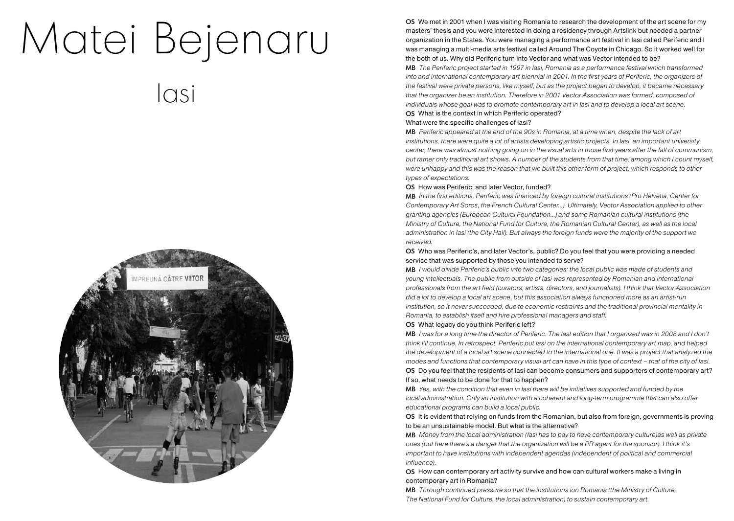# Matei Bejenaru

## Iasi

**OS** We met in 2001 when I was visiting Romania to research the development of the art scene for my masters' thesis and you were interested in doing a residency through Artslink but needed a partner organization in the States. You were managing a performance art festival in Iasi called Periferic and I was managing a multi-media arts festival called Around The Coyote in Chicago. So it worked well for the both of us. Why did Periferic turn into Vector and what was Vector intended to be?

**MB** *The Periferic project started in 1997 in Iasi, Romania as a performance festival which transformed into and international contemporary art biennial in 2001. In the first years of Periferic, the organizers of the festival were private persons, like myself, but as the project began to develop, it became necessary that the organizer be an institution. Therefore in 2001 Vector Association was formed, composed of individuals whose goal was to promote contemporary art in Iasi and to develop a local art scene.*

**OS** What is the context in which Periferic operated?
What were the specific challenges of Iasi?

**MB** *Periferic appeared at the end of the 90s in Romania, at a time when, despite the lack of art institutions, there were quite a lot of artists developing artistic projects. In Iasi, an important university center, there was almost nothing going on in the visual arts in those first years after the fall of communism, but rather only traditional art shows. A number of the students from that time, among which I count myself, were unhappy and this was the reason that we built this other form of project, which responds to other types of expectations.*

**OS** How was Periferic, and later Vector, funded?

**MB** *In the first editions, Periferic was financed by foreign cultural institutions (Pro Helvetia, Center for Contemporary Art Soros, the French Cultural Center...). Ultimately, Vector Association applied to other granting agencies (European Cultural Foundation...) and some Romanian cultural institutions (the Ministry of Culture, the National Fund for Culture, the Romanian Cultural Center), as well as the local administration in Iasi (the City Hall). But always the foreign funds were the majority of the support we received.*

**OS** Who was Periferic's, and later Vector's, public? Do you feel that you were providing a needed service that was supported by those you intended to serve?

**MB** *I would divide Periferic's public into two categories: the local public was made of students and young intellectuals. The public from outside of Iasi was represented by Romanian and international professionals from the art field (curators, artists, directors, and journalists). I think that Vector Association did a lot to develop a local art scene, but this association always functioned more as an artist-run institution, so it never succeeded, due to economic restraints and the traditional provincial mentality in Romania, to establish itself and hire professional managers and staff.*

**OS** What legacy do you think Periferic left?

**MB** *I was for a long time the director of Periferic. The last edition that I organized was in 2008 and I don't think I'll continue. In retrospect, Periferic put Iasi on the international contemporary art map, and helped the development of a local art scene connected to the international one. It was a project that analyzed the modes and functions that contemporary visual art can have in this type of context – that of the city of Iasi.*

**OS** Do you feel that the residents of Iasi can become consumers and supporters of contemporary art? If so, what needs to be done for that to happen?

**MB** *Yes, with the condition that even in Iasi there will be initiatives supported and funded by the local administration. Only an institution with a coherent and long-term programme that can also offer educational programs can build a local public.*

**OS** It is evident that relying on funds from the Romanian, but also from foreign, governments is proving to be an unsustainable model. But what is the alternative?

**MB** *Money from the local administration (Iasi has to pay to have contemporary culture)as well as private ones (but here there's a danger that the organization will be a PR agent for the sponsor). I think it's important to have institutions with independent agendas (independent of political and commercial influence).*

**OS** How can contemporary art activity survive and how can cultural workers make a living in contemporary art in Romania?

**MB** *Through continued pressure so that the institutions ion Romania (the Ministry of Culture, The National Fund for Culture, the local administration) to sustain contemporary art.*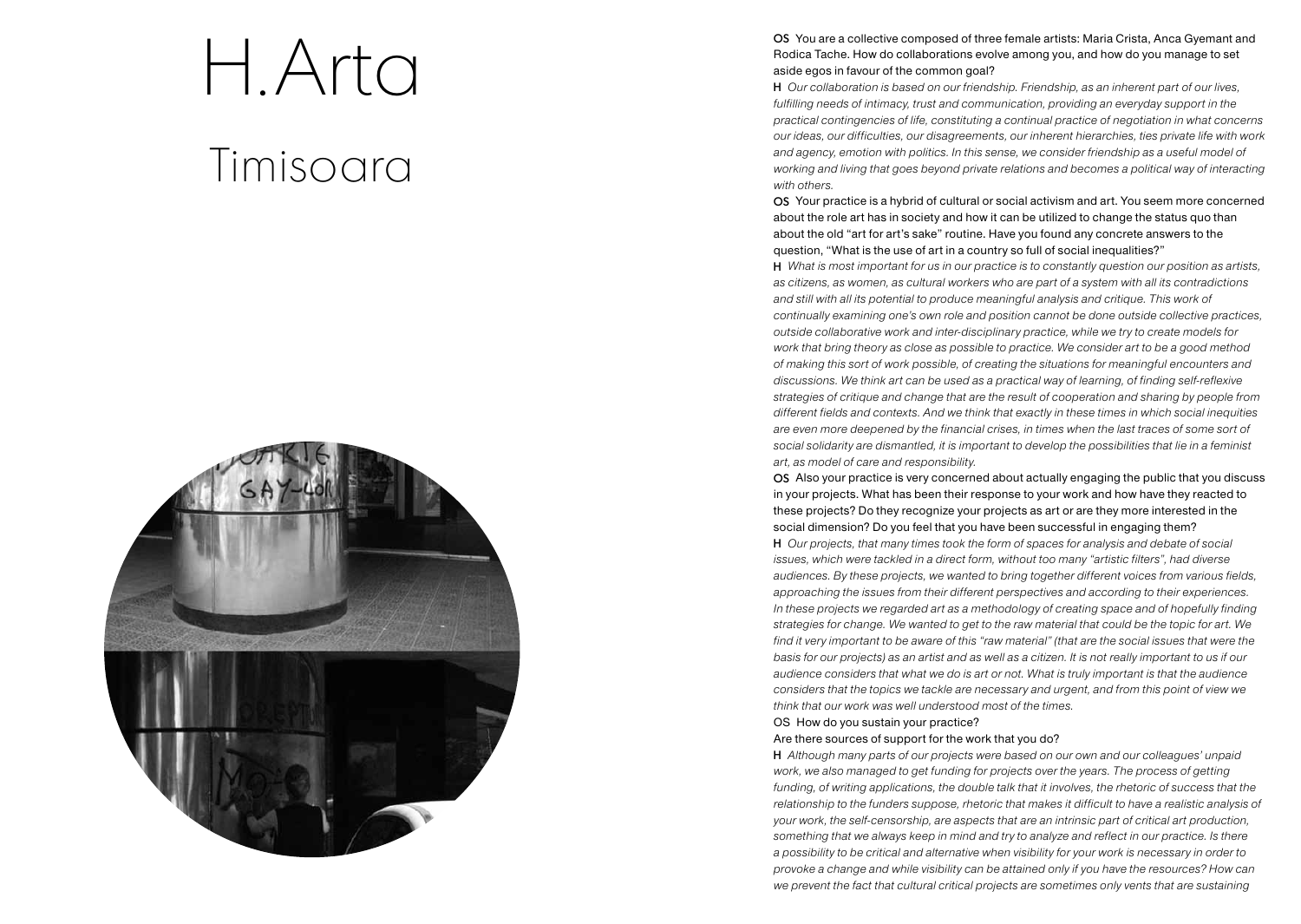# H.Arta

## Timisoara

**OS** You are a collective composed of three female artists: Maria Crista, Anca Gyemant and Rodica Tache. How do collaborations evolve among you, and how do you manage to set aside egos in favour of the common goal?

**H** *Our collaboration is based on our friendship. Friendship, as an inherent part of our lives, fulfilling needs of intimacy, trust and communication, providing an everyday support in the practical contingencies of life, constituting a continual practice of negotiation in what concerns our ideas, our difficulties, our disagreements, our inherent hierarchies, ties private life with work and agency, emotion with politics. In this sense, we consider friendship as a useful model of working and living that goes beyond private relations and becomes a political way of interacting with others.*

**OS** Your practice is a hybrid of cultural or social activism and art. You seem more concerned about the role art has in society and how it can be utilized to change the status quo than about the old "art for art's sake" routine. Have you found any concrete answers to the question, "What is the use of art in a country so full of social inequalities?"

**H** *What is most important for us in our practice is to constantly question our position as artists, as citizens, as women, as cultural workers who are part of a system with all its contradictions and still with all its potential to produce meaningful analysis and critique. This work of continually examining one's own role and position cannot be done outside collective practices, outside collaborative work and inter-disciplinary practice, while we try to create models for work that bring theory as close as possible to practice. We consider art to be a good method of making this sort of work possible, of creating the situations for meaningful encounters and discussions. We think art can be used as a practical way of learning, of finding self-reflexive strategies of critique and change that are the result of cooperation and sharing by people from different fields and contexts. And we think that exactly in these times in which social inequities are even more deepened by the financial crises, in times when the last traces of some sort of social solidarity are dismantled, it is important to develop the possibilities that lie in a feminist art, as model of care and responsibility.*

**OS** Also your practice is very concerned about actually engaging the public that you discuss in your projects. What has been their response to your work and how have they reacted to these projects? Do they recognize your projects as art or are they more interested in the social dimension? Do you feel that you have been successful in engaging them?

**H** *Our projects, that many times took the form of spaces for analysis and debate of social issues, which were tackled in a direct form, without too many "artistic filters", had diverse audiences. By these projects, we wanted to bring together different voices from various fields, approaching the issues from their different perspectives and according to their experiences. In these projects we regarded art as a methodology of creating space and of hopefully finding strategies for change. We wanted to get to the raw material that could be the topic for art. We find it very important to be aware of this "raw material" (that are the social issues that were the basis for our projects) as an artist and as well as a citizen. It is not really important to us if our audience considers that what we do is art or not. What is truly important is that the audience considers that the topics we tackle are necessary and urgent, and from this point of view we think that our work was well understood most of the times.*

**OS** How do you sustain your practice?
Are there sources of support for the work that you do?

**H** *Although many parts of our projects were based on our own and our colleagues' unpaid work, we also managed to get funding for projects over the years. The process of getting funding, of writing applications, the double talk that it involves, the rhetoric of success that the relationship to the funders suppose, rhetoric that makes it difficult to have a realistic analysis of your work, the self-censorship, are aspects that are an intrinsic part of critical art production, something that we always keep in mind and try to analyze and reflect in our practice. Is there a possibility to be critical and alternative when visibility for your work is necessary in order to provoke a change and while visibility can be attained only if you have the resources? How can we prevent the fact that cultural critical projects are sometimes only vents that are sustaining*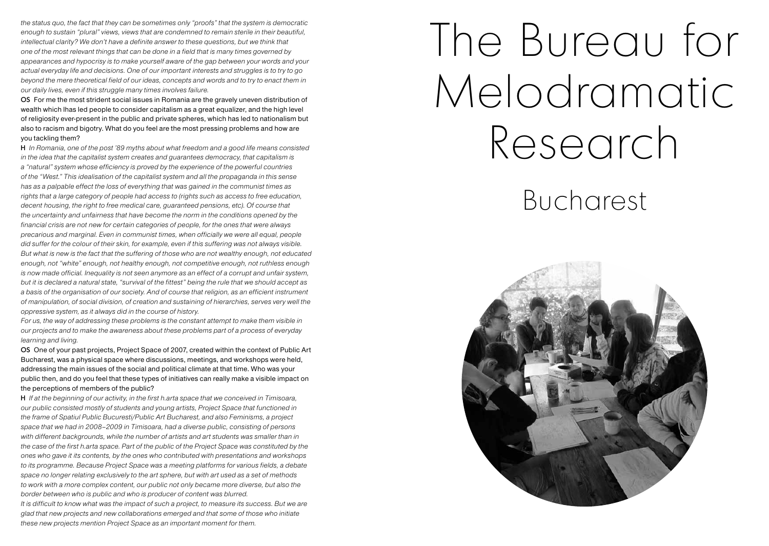*the status quo, the fact that they can be sometimes only "proofs" that the system is democratic enough to sustain "plural" views, views that are condemned to remain sterile in their beautiful, intellectual clarity? We don't have a definite answer to these questions, but we think that one of the most relevant things that can be done in a field that is many times governed by appearances and hypocrisy is to make yourself aware of the gap between your words and your actual everyday life and decisions. One of our important interests and struggles is to try to go beyond the mere theoretical field of our ideas, concepts and words and to try to enact them in our daily lives, even if this struggle many times involves failure.*

**OS** For me the most strident social issues in Romania are the gravely uneven distribution of wealth which lhas led people to consider capitalism as a great equalizer, and the high level of religiosity ever-present in the public and private spheres, which has led to nationalism but also to racism and bigotry. What do you feel are the most pressing problems and how are you tackling them?

**H** *In Romania, one of the post '89 myths about what freedom and a good life means consisted in the idea that the capitalist system creates and guarantees democracy, that capitalism is a "natural" system whose efficiency is proved by the experience of the powerful countries of the "West." This idealisation of the capitalist system and all the propaganda in this sense has as a palpable effect the loss of everything that was gained in the communist times as rights that a large category of people had access to (rights such as access to free education, decent housing, the right to free medical care, guaranteed pensions, etc). Of course that the uncertainty and unfairness that have become the norm in the conditions opened by the financial crisis are not new for certain categories of people, for the ones that were always precarious and marginal. Even in communist times, when officially we were all equal, people did suffer for the colour of their skin, for example, even if this suffering was not always visible. But what is new is the fact that the suffering of those who are not wealthy enough, not educated enough, not "white" enough, not healthy enough, not competitive enough, not ruthless enough is now made official. Inequality is not seen anymore as an effect of a corrupt and unfair system, but it is declared a natural state, "survival of the fittest" being the rule that we should accept as a basis of the organisation of our society. And of course that religion, as an efficient instrument of manipulation, of social division, of creation and sustaining of hierarchies, serves very well the oppressive system, as it always did in the course of history.*

*For us, the way of addressing these problems is the constant attempt to make them visible in our projects and to make the awareness about these problems part of a process of everyday learning and living.*

**OS** One of your past projects, Project Space of 2007, created within the context of Public Art Bucharest, was a physical space where discussions, meetings, and workshops were held, addressing the main issues of the social and political climate at that time. Who was your public then, and do you feel that these types of initiatives can really make a visible impact on the perceptions of members of the public?

**H** *If at the beginning of our activity, in the first h.arta space that we conceived in Timisoara, our public consisted mostly of students and young artists, Project Space that functioned in the frame of Spatiul Public Bucuresti/Public Art Bucharest, and also Feminisms, a project space that we had in 2008–2009 in Timisoara, had a diverse public, consisting of persons with different backgrounds, while the number of artists and art students was smaller than in the case of the first h.arta space. Part of the public of the Project Space was constituted by the ones who gave it its contents, by the ones who contributed with presentations and workshops to its programme. Because Project Space was a meeting platforms for various fields, a debate space no longer relating exclusively to the art sphere, but with art used as a set of methods to work with a more complex content, our public not only became more diverse, but also the border between who is public and who is producer of content was blurred.*

*It is difficult to know what was the impact of such a project, to measure its success. But we are glad that new projects and new collaborations emerged and that some of those who initiate these new projects mention Project Space as an important moment for them.*

# The Bureau for Melodramatic Research

## Bucharest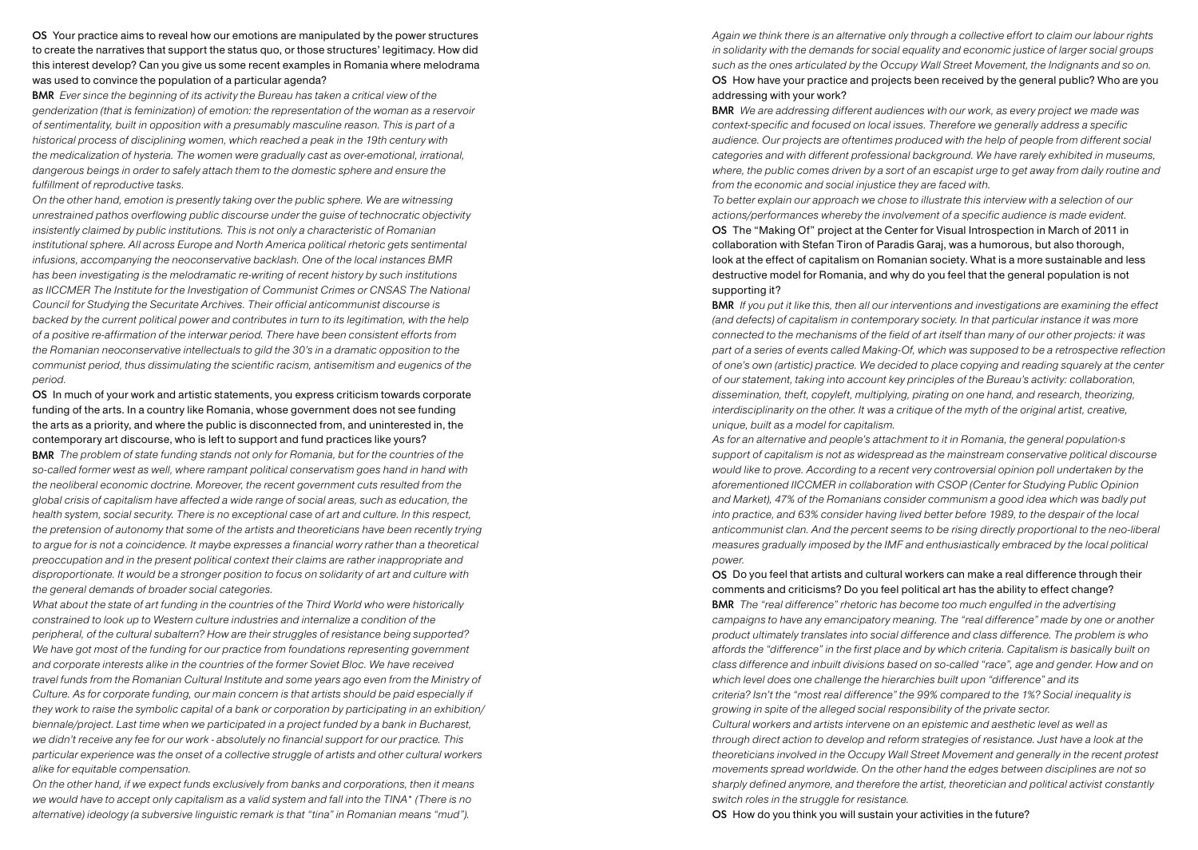**OS** Your practice aims to reveal how our emotions are manipulated by the power structures to create the narratives that support the status quo, or those structures' legitimacy. How did this interest develop? Can you give us some recent examples in Romania where melodrama was used to convince the population of a particular agenda?

**BMR** *Ever since the beginning of its activity the Bureau has taken a critical view of the genderization (that is feminization) of emotion: the representation of the woman as a reservoir of sentimentality, built in opposition with a presumably masculine reason. This is part of a historical process of disciplining women, which reached a peak in the 19th century with the medicalization of hysteria. The women were gradually cast as over-emotional, irrational, dangerous beings in order to safely attach them to the domestic sphere and ensure the fulfillment of reproductive tasks.*

*On the other hand, emotion is presently taking over the public sphere. We are witnessing unrestrained pathos overflowing public discourse under the guise of technocratic objectivity insistently claimed by public institutions. This is not only a characteristic of Romanian institutional sphere. All across Europe and North America political rhetoric gets sentimental infusions, accompanying the neoconservative backlash. One of the local instances BMR has been investigating is the melodramatic re-writing of recent history by such institutions as IICCMER The Institute for the Investigation of Communist Crimes or CNSAS The National Council for Studying the Securitate Archives. Their official anticommunist discourse is backed by the current political power and contributes in turn to its legitimation, with the help of a positive re-affirmation of the interwar period. There have been consistent efforts from the Romanian neoconservative intellectuals to gild the 30's in a dramatic opposition to the communist period, thus dissimulating the scientific racism, antisemitism and eugenics of the period.*

**OS** In much of your work and artistic statements, you express criticism towards corporate funding of the arts. In a country like Romania, whose government does not see funding the arts as a priority, and where the public is disconnected from, and uninterested in, the contemporary art discourse, who is left to support and fund practices like yours?

**BMR** *The problem of state funding stands not only for Romania, but for the countries of the so-called former west as well, where rampant political conservatism goes hand in hand with the neoliberal economic doctrine. Moreover, the recent government cuts resulted from the global crisis of capitalism have affected a wide range of social areas, such as education, the health system, social security. There is no exceptional case of art and culture. In this respect, the pretension of autonomy that some of the artists and theoreticians have been recently trying to argue for is not a coincidence. It maybe expresses a financial worry rather than a theoretical preoccupation and in the present political context their claims are rather inappropriate and disproportionate. It would be a stronger position to focus on solidarity of art and culture with the general demands of broader social categories.*

*What about the state of art funding in the countries of the Third World who were historically constrained to look up to Western culture industries and internalize a condition of the peripheral, of the cultural subaltern? How are their struggles of resistance being supported? We have got most of the funding for our practice from foundations representing government and corporate interests alike in the countries of the former Soviet Bloc. We have received travel funds from the Romanian Cultural Institute and some years ago even from the Ministry of Culture. As for corporate funding, our main concern is that artists should be paid especially if they work to raise the symbolic capital of a bank or corporation by participating in an exhibition/ biennale/project. Last time when we participated in a project funded by a bank in Bucharest, we didn't receive any fee for our work - absolutely no financial support for our practice. This particular experience was the onset of a collective struggle of artists and other cultural workers alike for equitable compensation.*

*On the other hand, if we expect funds exclusively from banks and corporations, then it means we would have to accept only capitalism as a valid system and fall into the TINA\* (There is no alternative) ideology (a subversive linguistic remark is that "tina" in Romanian means "mud").*

*Again we think there is an alternative only through a collective effort to claim our labour rights in solidarity with the demands for social equality and economic justice of larger social groups such as the ones articulated by the Occupy Wall Street Movement, the Indignants and so on.*

**OS** How have your practice and projects been received by the general public? Who are you addressing with your work?

**BMR** *We are addressing different audiences with our work, as every project we made was context-specific and focused on local issues. Therefore we generally address a specific audience. Our projects are oftentimes produced with the help of people from different social categories and with different professional background. We have rarely exhibited in museums, where, the public comes driven by a sort of an escapist urge to get away from daily routine and from the economic and social injustice they are faced with.*

*To better explain our approach we chose to illustrate this interview with a selection of our actions/performances whereby the involvement of a specific audience is made evident.*

**OS** The "Making Of" project at the Center for Visual Introspection in March of 2011 in collaboration with Stefan Tiron of Paradis Garaj, was a humorous, but also thorough, look at the effect of capitalism on Romanian society. What is a more sustainable and less destructive model for Romania, and why do you feel that the general population is not supporting it?

**BMR** *If you put it like this, then all our interventions and investigations are examining the effect (and defects) of capitalism in contemporary society. In that particular instance it was more connected to the mechanisms of the field of art itself than many of our other projects: it was part of a series of events called Making-Of, which was supposed to be a retrospective reflection of one's own (artistic) practice. We decided to place copying and reading squarely at the center of our statement, taking into account key principles of the Bureau's activity: collaboration, dissemination, theft, copyleft, multiplying, pirating on one hand, and research, theorizing, interdisciplinarity on the other. It was a critique of the myth of the original artist, creative, unique, built as a model for capitalism.*

*As for an alternative and people's attachment to it in Romania, the general population›s support of capitalism is not as widespread as the mainstream conservative political discourse would like to prove. According to a recent very controversial opinion poll undertaken by the aforementioned IICCMER in collaboration with CSOP (Center for Studying Public Opinion and Market), 47% of the Romanians consider communism a good idea which was badly put into practice, and 63% consider having lived better before 1989, to the despair of the local anticommunist clan. And the percent seems to be rising directly proportional to the neo-liberal measures gradually imposed by the IMF and enthusiastically embraced by the local political power.*

**OS** Do you feel that artists and cultural workers can make a real difference through their comments and criticisms? Do you feel political art has the ability to effect change?

**BMR** *The "real difference" rhetoric has become too much engulfed in the advertising campaigns to have any emancipatory meaning. The "real difference" made by one or another product ultimately translates into social difference and class difference. The problem is who affords the "difference" in the first place and by which criteria. Capitalism is basically built on class difference and inbuilt divisions based on so-called "race", age and gender. How and on which level does one challenge the hierarchies built upon "difference" and its criteria? Isn't the "most real difference" the 99% compared to the 1%? Social inequality is growing in spite of the alleged social responsibility of the private sector.*

*Cultural workers and artists intervene on an epistemic and aesthetic level as well as through direct action to develop and reform strategies of resistance. Just have a look at the theoreticians involved in the Occupy Wall Street Movement and generally in the recent protest movements spread worldwide. On the other hand the edges between disciplines are not so sharply defined anymore, and therefore the artist, theoretician and political activist constantly switch roles in the struggle for resistance.*

**OS** How do you think you will sustain your activities in the future?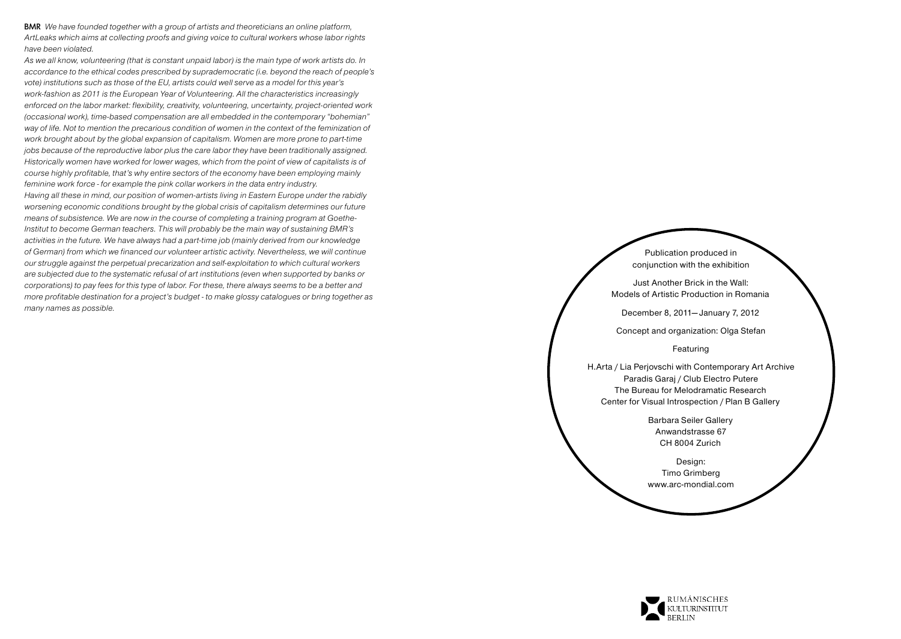**BMR** *We have founded together with a group of artists and theoreticians an online platform, ArtLeaks which aims at collecting proofs and giving voice to cultural workers whose labor rights have been violated.*

*As we all know, volunteering (that is constant unpaid labor) is the main type of work artists do. In accordance to the ethical codes prescribed by suprademocratic (i.e. beyond the reach of people's vote) institutions such as those of the EU, artists could well serve as a model for this year's work-fashion as 2011 is the European Year of Volunteering. All the characteristics increasingly enforced on the labor market: flexibility, creativity, volunteering, uncertainty, project-oriented work (occasional work), time-based compensation are all embedded in the contemporary "bohemian" way of life. Not to mention the precarious condition of women in the context of the feminization of work brought about by the global expansion of capitalism. Women are more prone to part-time jobs because of the reproductive labor plus the care labor they have been traditionally assigned. Historically women have worked for lower wages, which from the point of view of capitalists is of course highly profitable, that's why entire sectors of the economy have been employing mainly feminine work force - for example the pink collar workers in the data entry industry.*

*Having all these in mind, our position of women-artists living in Eastern Europe under the rabidly worsening economic conditions brought by the global crisis of capitalism determines our future means of subsistence. We are now in the course of completing a training program at Goethe-Institut to become German teachers. This will probably be the main way of sustaining BMR's activities in the future. We have always had a part-time job (mainly derived from our knowledge of German) from which we financed our volunteer artistic activity. Nevertheless, we will continue our struggle against the perpetual precarization and self-exploitation to which cultural workers are subjected due to the systematic refusal of art institutions (even when supported by banks or corporations) to pay fees for this type of labor. For these, there always seems to be a better and more profitable destination for a project's budget - to make glossy catalogues or bring together as many names as possible.*

Publication produced in conjunction with the exhibition

Just Another Brick in the Wall:
Models of Artistic Production in Romania

December 8, 2011— January 7, 2012

Concept and organization: Olga Stefan

Featuring

H.Arta / Lia Perjovschi with Contemporary Art Archive
Paradis Garaj / Club Electro Putere
The Bureau for Melodramatic Research
Center for Visual Introspection / Plan B Gallery

Barbara Seiler Gallery
Anwandstrasse 67
CH 8004 Zurich

Design:
Timo Grimberg
www.arc-mondial.com

RUMÄNISCHES KULTURINSTITUT BERLIN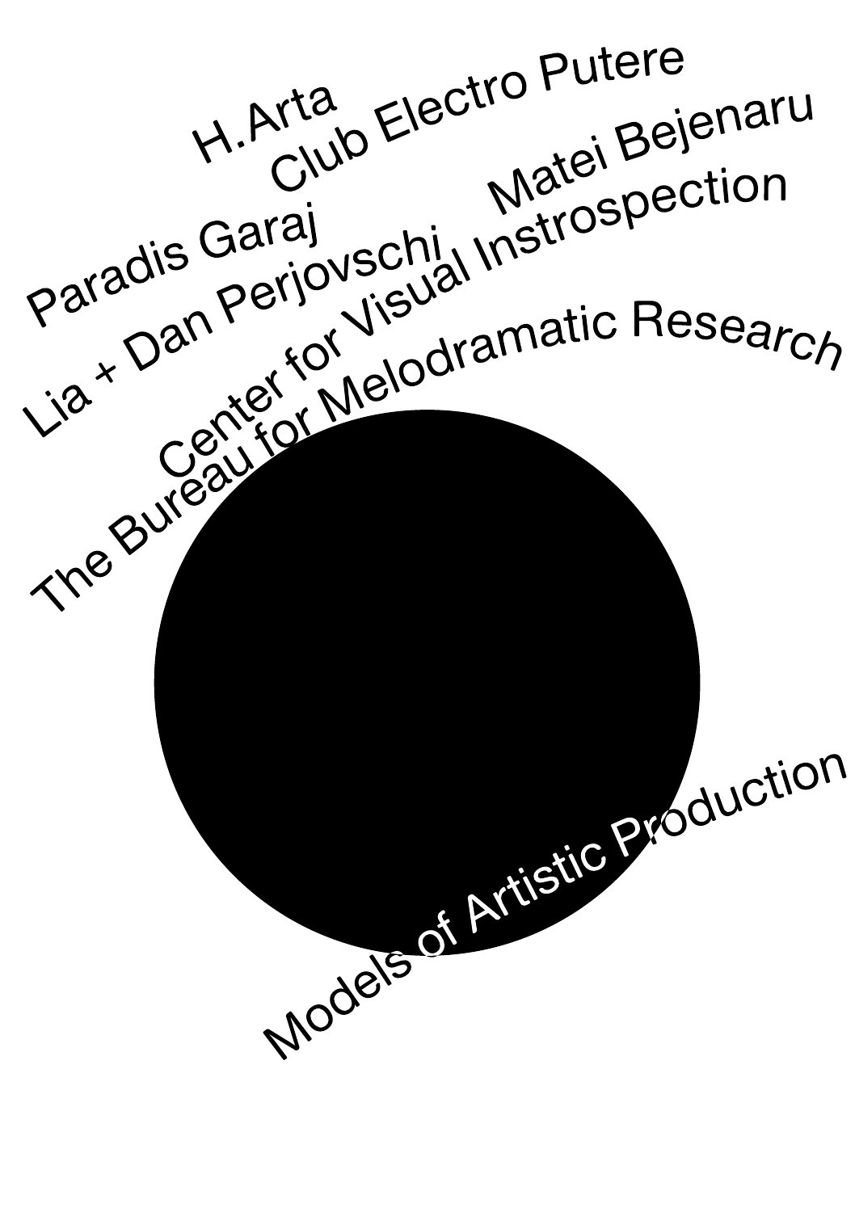H.Arta

Club Electro Putere

Matei Bejenaru

Paradis Garaj

Lia + Dan Perjovschi

Center for Visual Instrospection

The Bureau for Melodramatic Research

Models of Artistic Production